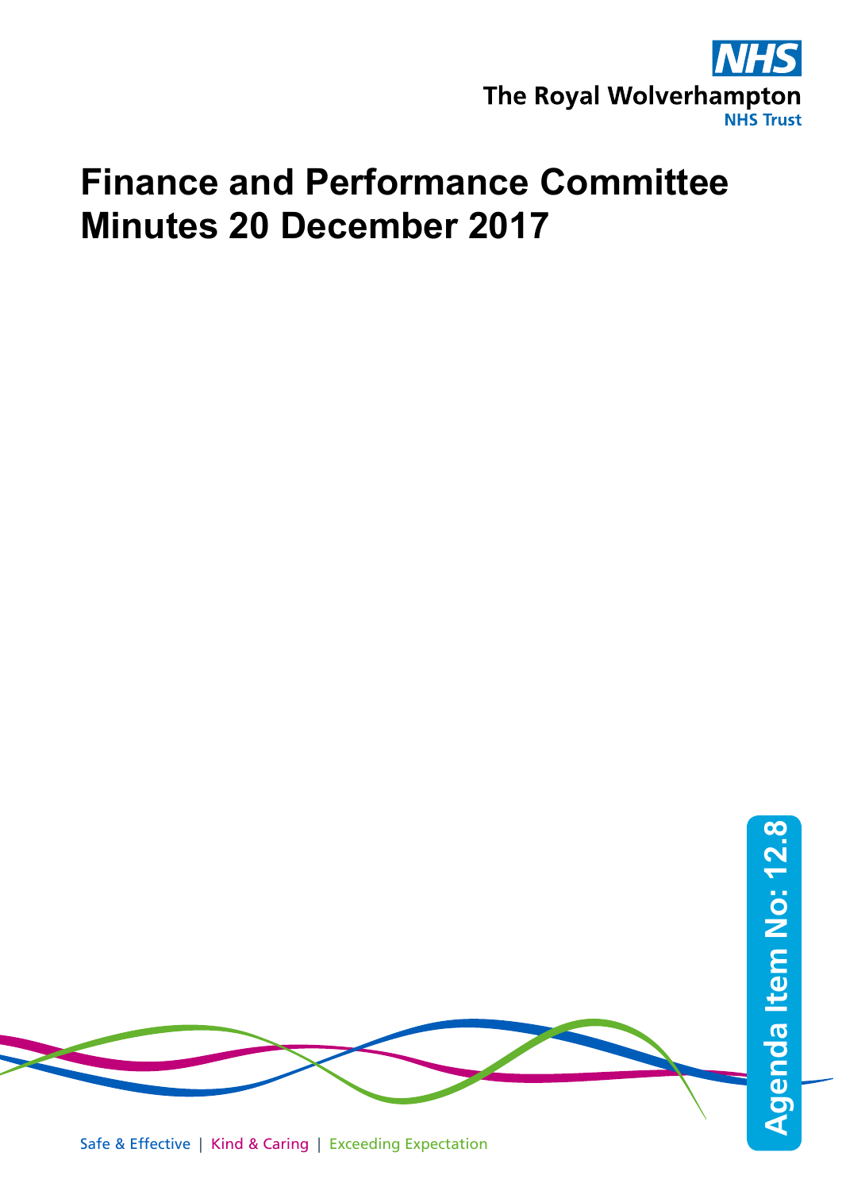The Royal Wolverhampton NHS Trust

# Finance and Performance Committee Minutes 20 December 2017

Agenda Item No: 12.8

Safe & Effective | Kind & Caring | Exceeding Expectation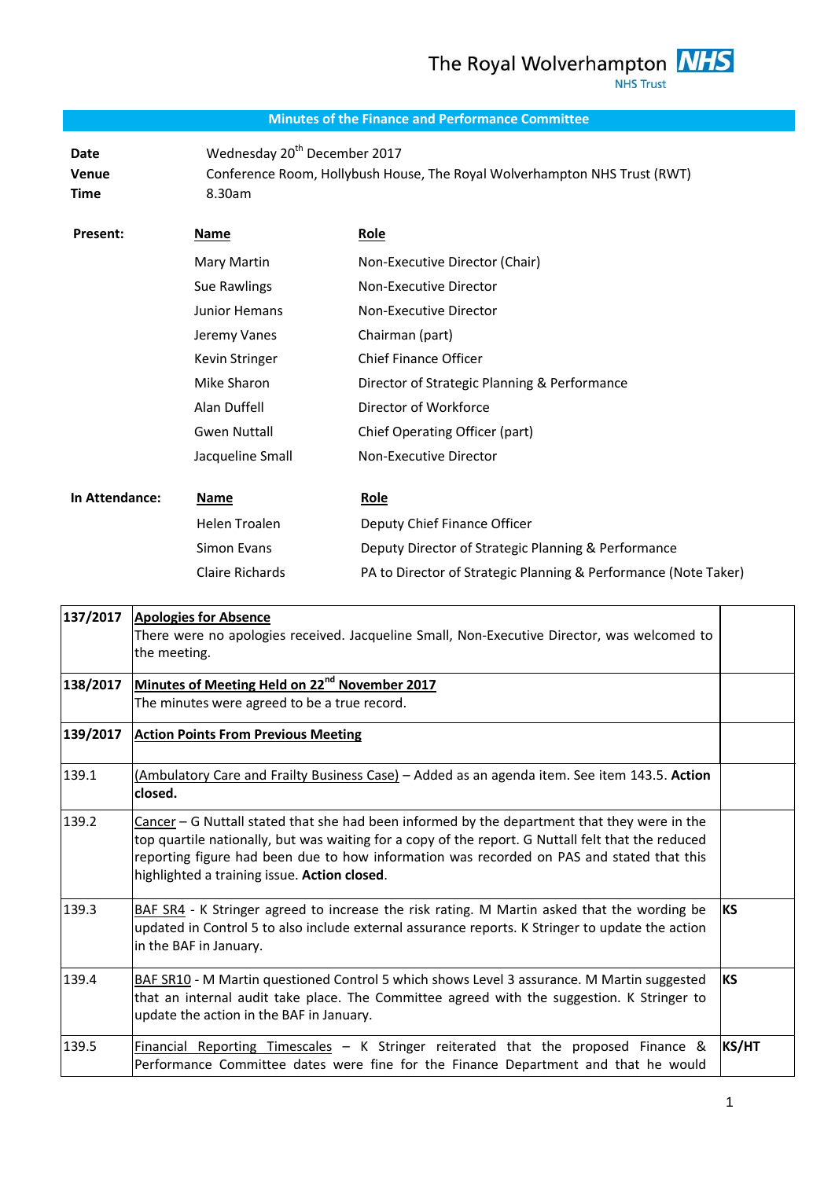# Minutes of the Finance and Performance Committee

| | |
|---|---|
| **Date** | Wednesday 20th December 2017 |
| **Venue** | Conference Room, Hollybush House, The Royal Wolverhampton NHS Trust (RWT) |
| **Time** | 8.30am |

**Present:**

| Name | Role |
|---|---|
| Mary Martin | Non-Executive Director (Chair) |
| Sue Rawlings | Non-Executive Director |
| Junior Hemans | Non-Executive Director |
| Jeremy Vanes | Chairman (part) |
| Kevin Stringer | Chief Finance Officer |
| Mike Sharon | Director of Strategic Planning & Performance |
| Alan Duffell | Director of Workforce |
| Gwen Nuttall | Chief Operating Officer (part) |
| Jacqueline Small | Non-Executive Director |

**In Attendance:**

| Name | Role |
|---|---|
| Helen Troalen | Deputy Chief Finance Officer |
| Simon Evans | Deputy Director of Strategic Planning & Performance |
| Claire Richards | PA to Director of Strategic Planning & Performance (Note Taker) |

| | | |
|---|---|---|
| **137/2017** | **Apologies for Absence**<br>There were no apologies received. Jacqueline Small, Non-Executive Director, was welcomed to the meeting. | |
| **138/2017** | **Minutes of Meeting Held on 22nd November 2017**<br>The minutes were agreed to be a true record. | |
| **139/2017** | **Action Points From Previous Meeting** | |
| 139.1 | (Ambulatory Care and Frailty Business Case) – Added as an agenda item. See item 143.5. **Action closed.** | |
| 139.2 | Cancer – G Nuttall stated that she had been informed by the department that they were in the top quartile nationally, but was waiting for a copy of the report. G Nuttall felt that the reduced reporting figure had been due to how information was recorded on PAS and stated that this highlighted a training issue. **Action closed**. | |
| 139.3 | BAF SR4 - K Stringer agreed to increase the risk rating. M Martin asked that the wording be updated in Control 5 to also include external assurance reports. K Stringer to update the action in the BAF in January. | **KS** |
| 139.4 | BAF SR10 - M Martin questioned Control 5 which shows Level 3 assurance. M Martin suggested that an internal audit take place. The Committee agreed with the suggestion. K Stringer to update the action in the BAF in January. | **KS** |
| 139.5 | Financial Reporting Timescales – K Stringer reiterated that the proposed Finance & Performance Committee dates were fine for the Finance Department and that he would | **KS/HT** |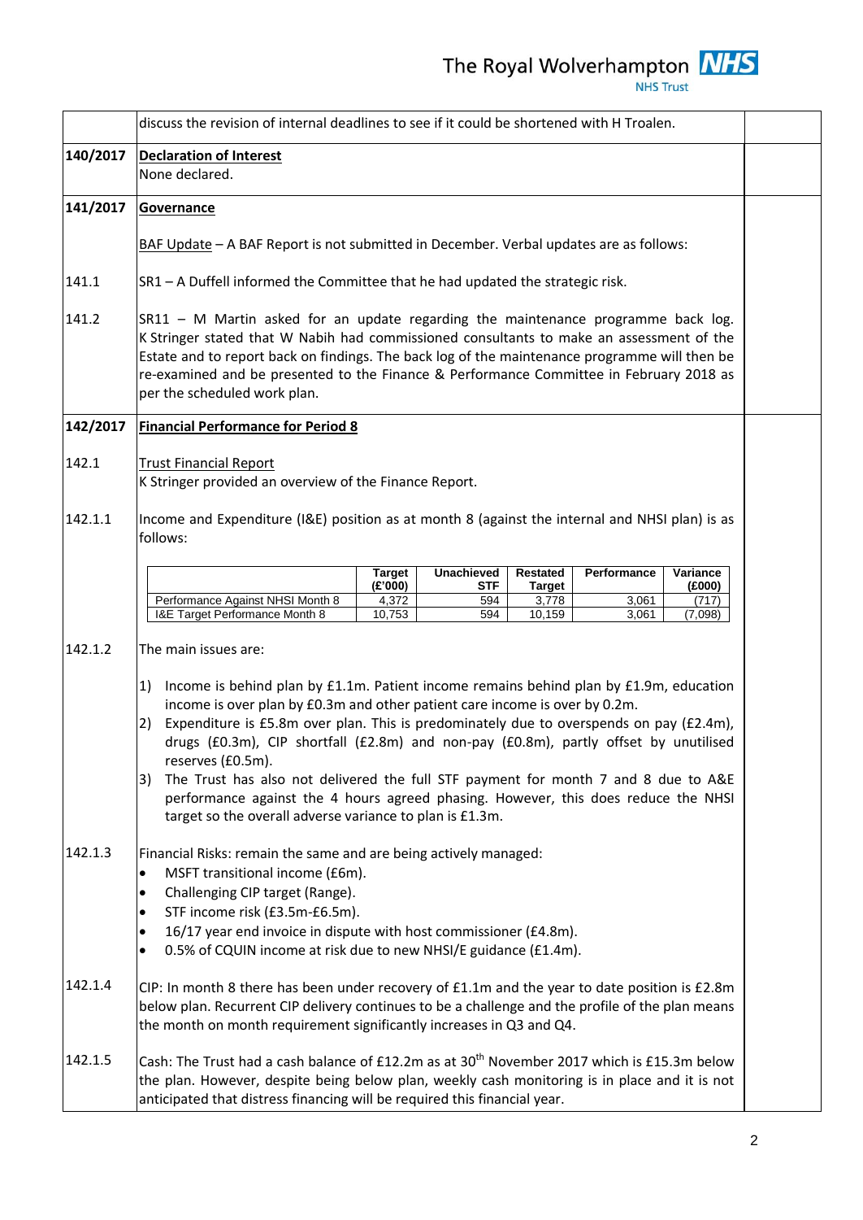discuss the revision of internal deadlines to see if it could be shortened with H Troalen.

**140/2017 Declaration of Interest**

None declared.

**141/2017 Governance**

BAF Update – A BAF Report is not submitted in December. Verbal updates are as follows:

141.1 SR1 – A Duffell informed the Committee that he had updated the strategic risk.

141.2 SR11 – M Martin asked for an update regarding the maintenance programme back log. K Stringer stated that W Nabih had commissioned consultants to make an assessment of the Estate and to report back on findings. The back log of the maintenance programme will then be re-examined and be presented to the Finance & Performance Committee in February 2018 as per the scheduled work plan.

**142/2017 Financial Performance for Period 8**

142.1 Trust Financial Report

K Stringer provided an overview of the Finance Report.

142.1.1 Income and Expenditure (I&E) position as at month 8 (against the internal and NHSI plan) is as follows:

| | Target (£'000) | Unachieved STF | Restated Target | Performance | Variance (£000) |
|---|---|---|---|---|---|
| Performance Against NHSI Month 8 | 4,372 | 594 | 3,778 | 3,061 | (717) |
| I&E Target Performance Month 8 | 10,753 | 594 | 10,159 | 3,061 | (7,098) |

142.1.2 The main issues are:

1) Income is behind plan by £1.1m. Patient income remains behind plan by £1.9m, education income is over plan by £0.3m and other patient care income is over by 0.2m.
2) Expenditure is £5.8m over plan. This is predominately due to overspends on pay (£2.4m), drugs (£0.3m), CIP shortfall (£2.8m) and non-pay (£0.8m), partly offset by unutilised reserves (£0.5m).
3) The Trust has also not delivered the full STF payment for month 7 and 8 due to A&E performance against the 4 hours agreed phasing. However, this does reduce the NHSI target so the overall adverse variance to plan is £1.3m.

142.1.3 Financial Risks: remain the same and are being actively managed:

- MSFT transitional income (£6m).
- Challenging CIP target (Range).
- STF income risk (£3.5m-£6.5m).
- 16/17 year end invoice in dispute with host commissioner (£4.8m).
- 0.5% of CQUIN income at risk due to new NHSI/E guidance (£1.4m).

142.1.4 CIP: In month 8 there has been under recovery of £1.1m and the year to date position is £2.8m below plan. Recurrent CIP delivery continues to be a challenge and the profile of the plan means the month on month requirement significantly increases in Q3 and Q4.

142.1.5 Cash: The Trust had a cash balance of £12.2m as at 30th November 2017 which is £15.3m below the plan. However, despite being below plan, weekly cash monitoring is in place and it is not anticipated that distress financing will be required this financial year.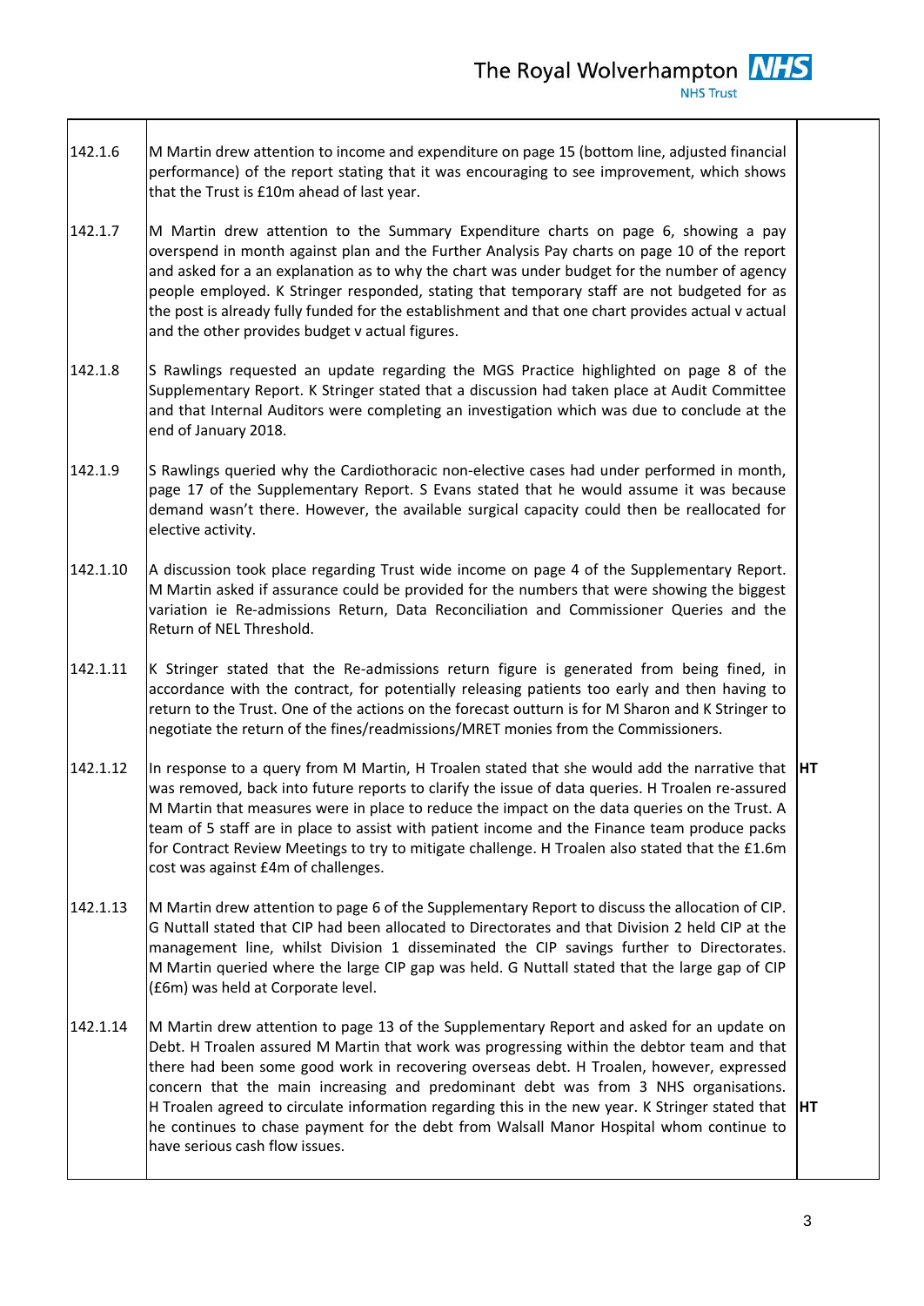| | | |
|---|---|---|
| 142.1.6 | M Martin drew attention to income and expenditure on page 15 (bottom line, adjusted financial performance) of the report stating that it was encouraging to see improvement, which shows that the Trust is £10m ahead of last year. | |
| 142.1.7 | M Martin drew attention to the Summary Expenditure charts on page 6, showing a pay overspend in month against plan and the Further Analysis Pay charts on page 10 of the report and asked for a an explanation as to why the chart was under budget for the number of agency people employed. K Stringer responded, stating that temporary staff are not budgeted for as the post is already fully funded for the establishment and that one chart provides actual v actual and the other provides budget v actual figures. | |
| 142.1.8 | S Rawlings requested an update regarding the MGS Practice highlighted on page 8 of the Supplementary Report. K Stringer stated that a discussion had taken place at Audit Committee and that Internal Auditors were completing an investigation which was due to conclude at the end of January 2018. | |
| 142.1.9 | S Rawlings queried why the Cardiothoracic non-elective cases had under performed in month, page 17 of the Supplementary Report. S Evans stated that he would assume it was because demand wasn't there. However, the available surgical capacity could then be reallocated for elective activity. | |
| 142.1.10 | A discussion took place regarding Trust wide income on page 4 of the Supplementary Report. M Martin asked if assurance could be provided for the numbers that were showing the biggest variation ie Re-admissions Return, Data Reconciliation and Commissioner Queries and the Return of NEL Threshold. | |
| 142.1.11 | K Stringer stated that the Re-admissions return figure is generated from being fined, in accordance with the contract, for potentially releasing patients too early and then having to return to the Trust. One of the actions on the forecast outturn is for M Sharon and K Stringer to negotiate the return of the fines/readmissions/MRET monies from the Commissioners. | |
| 142.1.12 | In response to a query from M Martin, H Troalen stated that she would add the narrative that was removed, back into future reports to clarify the issue of data queries. H Troalen re-assured M Martin that measures were in place to reduce the impact on the data queries on the Trust. A team of 5 staff are in place to assist with patient income and the Finance team produce packs for Contract Review Meetings to try to mitigate challenge. H Troalen also stated that the £1.6m cost was against £4m of challenges. | **HT** |
| 142.1.13 | M Martin drew attention to page 6 of the Supplementary Report to discuss the allocation of CIP. G Nuttall stated that CIP had been allocated to Directorates and that Division 2 held CIP at the management line, whilst Division 1 disseminated the CIP savings further to Directorates. M Martin queried where the large CIP gap was held. G Nuttall stated that the large gap of CIP (£6m) was held at Corporate level. | |
| 142.1.14 | M Martin drew attention to page 13 of the Supplementary Report and asked for an update on Debt. H Troalen assured M Martin that work was progressing within the debtor team and that there had been some good work in recovering overseas debt. H Troalen, however, expressed concern that the main increasing and predominant debt was from 3 NHS organisations. H Troalen agreed to circulate information regarding this in the new year. K Stringer stated that he continues to chase payment for the debt from Walsall Manor Hospital whom continue to have serious cash flow issues. | **HT** |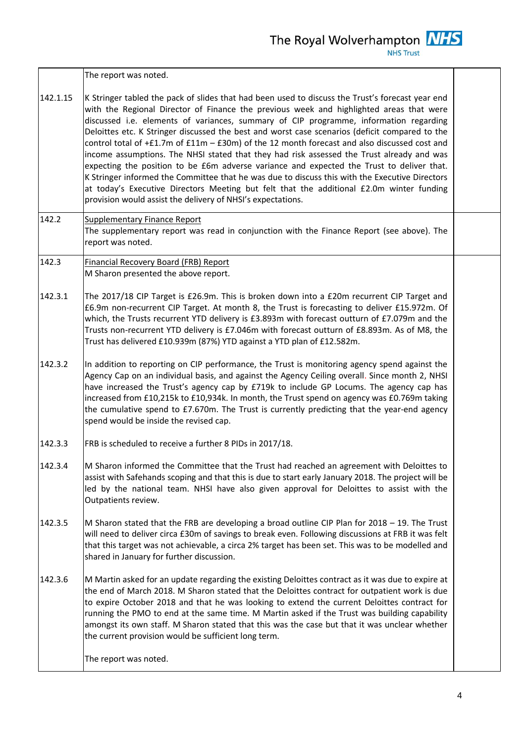| | | |
|---|---|---|
| | The report was noted. | |
| 142.1.15 | K Stringer tabled the pack of slides that had been used to discuss the Trust's forecast year end with the Regional Director of Finance the previous week and highlighted areas that were discussed i.e. elements of variances, summary of CIP programme, information regarding Deloittes etc. K Stringer discussed the best and worst case scenarios (deficit compared to the control total of +£1.7m of £11m – £30m) of the 12 month forecast and also discussed cost and income assumptions. The NHSI stated that they had risk assessed the Trust already and was expecting the position to be £6m adverse variance and expected the Trust to deliver that. K Stringer informed the Committee that he was due to discuss this with the Executive Directors at today's Executive Directors Meeting but felt that the additional £2.0m winter funding provision would assist the delivery of NHSI's expectations. | |
| 142.2 | Supplementary Finance Report<br>The supplementary report was read in conjunction with the Finance Report (see above). The report was noted. | |
| 142.3 | Financial Recovery Board (FRB) Report<br>M Sharon presented the above report. | |
| 142.3.1 | The 2017/18 CIP Target is £26.9m. This is broken down into a £20m recurrent CIP Target and £6.9m non-recurrent CIP Target. At month 8, the Trust is forecasting to deliver £15.972m. Of which, the Trusts recurrent YTD delivery is £3.893m with forecast outturn of £7.079m and the Trusts non-recurrent YTD delivery is £7.046m with forecast outturn of £8.893m. As of M8, the Trust has delivered £10.939m (87%) YTD against a YTD plan of £12.582m. | |
| 142.3.2 | In addition to reporting on CIP performance, the Trust is monitoring agency spend against the Agency Cap on an individual basis, and against the Agency Ceiling overall. Since month 2, NHSI have increased the Trust's agency cap by £719k to include GP Locums. The agency cap has increased from £10,215k to £10,934k. In month, the Trust spend on agency was £0.769m taking the cumulative spend to £7.670m. The Trust is currently predicting that the year-end agency spend would be inside the revised cap. | |
| 142.3.3 | FRB is scheduled to receive a further 8 PIDs in 2017/18. | |
| 142.3.4 | M Sharon informed the Committee that the Trust had reached an agreement with Deloittes to assist with Safehands scoping and that this is due to start early January 2018. The project will be led by the national team. NHSI have also given approval for Deloittes to assist with the Outpatients review. | |
| 142.3.5 | M Sharon stated that the FRB are developing a broad outline CIP Plan for 2018 – 19. The Trust will need to deliver circa £30m of savings to break even. Following discussions at FRB it was felt that this target was not achievable, a circa 2% target has been set. This was to be modelled and shared in January for further discussion. | |
| 142.3.6 | M Martin asked for an update regarding the existing Deloittes contract as it was due to expire at the end of March 2018. M Sharon stated that the Deloittes contract for outpatient work is due to expire October 2018 and that he was looking to extend the current Deloittes contract for running the PMO to end at the same time. M Martin asked if the Trust was building capability amongst its own staff. M Sharon stated that this was the case but that it was unclear whether the current provision would be sufficient long term.<br><br>The report was noted. | |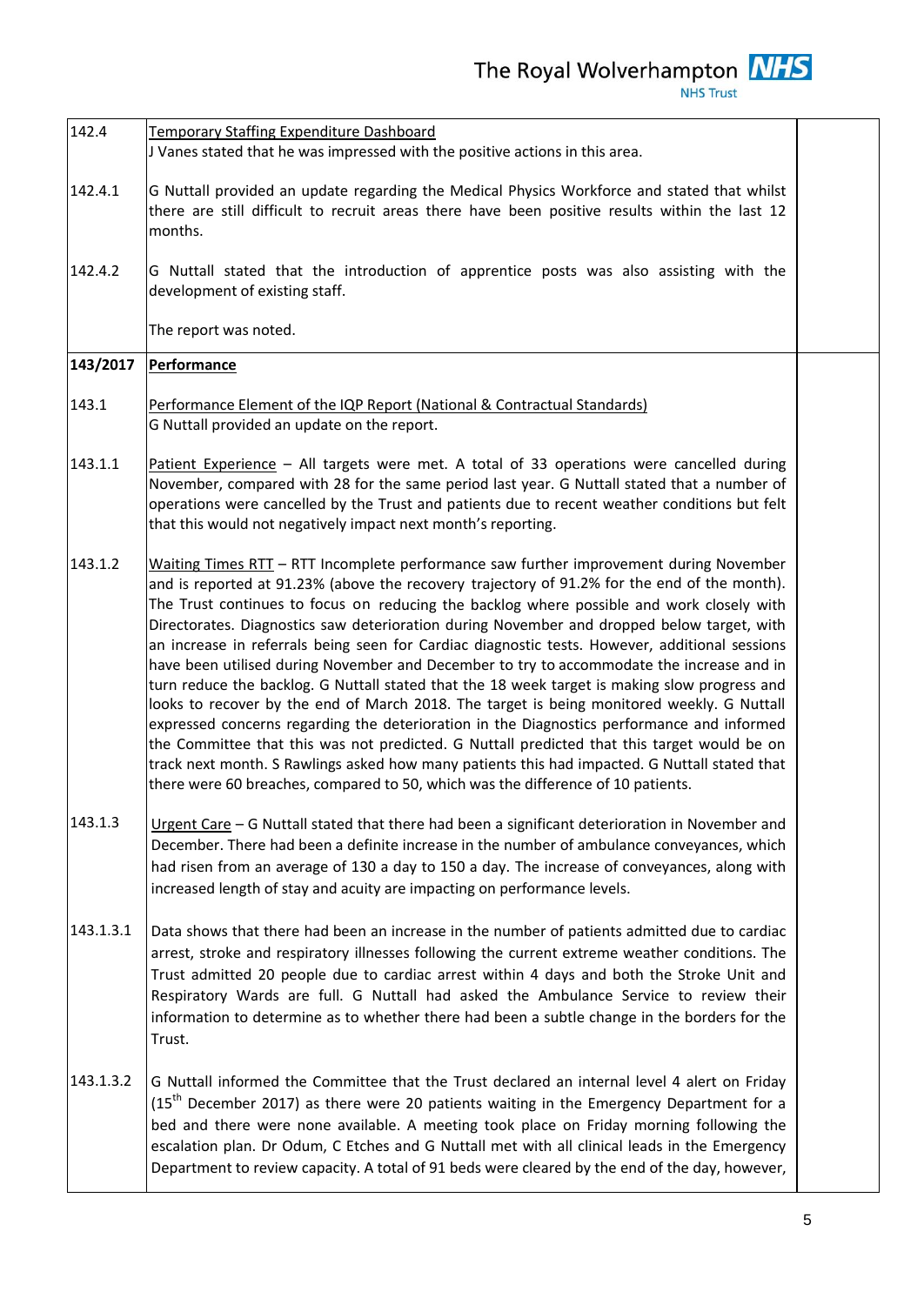| | | |
|---|---|---|
| 142.4 | Temporary Staffing Expenditure Dashboard<br>J Vanes stated that he was impressed with the positive actions in this area. | |
| 142.4.1 | G Nuttall provided an update regarding the Medical Physics Workforce and stated that whilst there are still difficult to recruit areas there have been positive results within the last 12 months. | |
| 142.4.2 | G Nuttall stated that the introduction of apprentice posts was also assisting with the development of existing staff.<br><br>The report was noted. | |
| **143/2017** | **Performance** | |
| 143.1 | Performance Element of the IQP Report (National & Contractual Standards)<br>G Nuttall provided an update on the report. | |
| 143.1.1 | Patient Experience – All targets were met. A total of 33 operations were cancelled during November, compared with 28 for the same period last year. G Nuttall stated that a number of operations were cancelled by the Trust and patients due to recent weather conditions but felt that this would not negatively impact next month's reporting. | |
| 143.1.2 | Waiting Times RTT – RTT Incomplete performance saw further improvement during November and is reported at 91.23% (above the recovery trajectory of 91.2% for the end of the month). The Trust continues to focus on reducing the backlog where possible and work closely with Directorates. Diagnostics saw deterioration during November and dropped below target, with an increase in referrals being seen for Cardiac diagnostic tests. However, additional sessions have been utilised during November and December to try to accommodate the increase and in turn reduce the backlog. G Nuttall stated that the 18 week target is making slow progress and looks to recover by the end of March 2018. The target is being monitored weekly. G Nuttall expressed concerns regarding the deterioration in the Diagnostics performance and informed the Committee that this was not predicted. G Nuttall predicted that this target would be on track next month. S Rawlings asked how many patients this had impacted. G Nuttall stated that there were 60 breaches, compared to 50, which was the difference of 10 patients. | |
| 143.1.3 | Urgent Care – G Nuttall stated that there had been a significant deterioration in November and December. There had been a definite increase in the number of ambulance conveyances, which had risen from an average of 130 a day to 150 a day. The increase of conveyances, along with increased length of stay and acuity are impacting on performance levels. | |
| 143.1.3.1 | Data shows that there had been an increase in the number of patients admitted due to cardiac arrest, stroke and respiratory illnesses following the current extreme weather conditions. The Trust admitted 20 people due to cardiac arrest within 4 days and both the Stroke Unit and Respiratory Wards are full. G Nuttall had asked the Ambulance Service to review their information to determine as to whether there had been a subtle change in the borders for the Trust. | |
| 143.1.3.2 | G Nuttall informed the Committee that the Trust declared an internal level 4 alert on Friday (15th December 2017) as there were 20 patients waiting in the Emergency Department for a bed and there were none available. A meeting took place on Friday morning following the escalation plan. Dr Odum, C Etches and G Nuttall met with all clinical leads in the Emergency Department to review capacity. A total of 91 beds were cleared by the end of the day, however, | |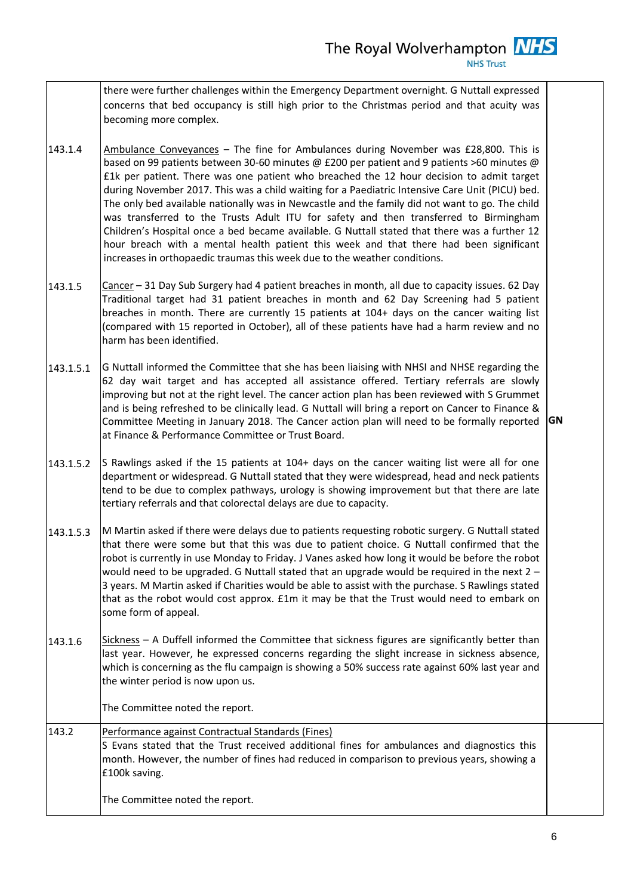| | | |
|---|---|---|
| | there were further challenges within the Emergency Department overnight. G Nuttall expressed concerns that bed occupancy is still high prior to the Christmas period and that acuity was becoming more complex. | |
| 143.1.4 | Ambulance Conveyances – The fine for Ambulances during November was £28,800. This is based on 99 patients between 30-60 minutes @ £200 per patient and 9 patients >60 minutes @ £1k per patient. There was one patient who breached the 12 hour decision to admit target during November 2017. This was a child waiting for a Paediatric Intensive Care Unit (PICU) bed. The only bed available nationally was in Newcastle and the family did not want to go. The child was transferred to the Trusts Adult ITU for safety and then transferred to Birmingham Children's Hospital once a bed became available. G Nuttall stated that there was a further 12 hour breach with a mental health patient this week and that there had been significant increases in orthopaedic traumas this week due to the weather conditions. | |
| 143.1.5 | Cancer – 31 Day Sub Surgery had 4 patient breaches in month, all due to capacity issues. 62 Day Traditional target had 31 patient breaches in month and 62 Day Screening had 5 patient breaches in month. There are currently 15 patients at 104+ days on the cancer waiting list (compared with 15 reported in October), all of these patients have had a harm review and no harm has been identified. | |
| 143.1.5.1 | G Nuttall informed the Committee that she has been liaising with NHSI and NHSE regarding the 62 day wait target and has accepted all assistance offered. Tertiary referrals are slowly improving but not at the right level. The cancer action plan has been reviewed with S Grummet and is being refreshed to be clinically lead. G Nuttall will bring a report on Cancer to Finance & Committee Meeting in January 2018. The Cancer action plan will need to be formally reported at Finance & Performance Committee or Trust Board. | **GN** |
| 143.1.5.2 | S Rawlings asked if the 15 patients at 104+ days on the cancer waiting list were all for one department or widespread. G Nuttall stated that they were widespread, head and neck patients tend to be due to complex pathways, urology is showing improvement but that there are late tertiary referrals and that colorectal delays are due to capacity. | |
| 143.1.5.3 | M Martin asked if there were delays due to patients requesting robotic surgery. G Nuttall stated that there were some but that this was due to patient choice. G Nuttall confirmed that the robot is currently in use Monday to Friday. J Vanes asked how long it would be before the robot would need to be upgraded. G Nuttall stated that an upgrade would be required in the next 2 – 3 years. M Martin asked if Charities would be able to assist with the purchase. S Rawlings stated that as the robot would cost approx. £1m it may be that the Trust would need to embark on some form of appeal. | |
| 143.1.6 | Sickness – A Duffell informed the Committee that sickness figures are significantly better than last year. However, he expressed concerns regarding the slight increase in sickness absence, which is concerning as the flu campaign is showing a 50% success rate against 60% last year and the winter period is now upon us.<br><br>The Committee noted the report. | |
| 143.2 | Performance against Contractual Standards (Fines)<br>S Evans stated that the Trust received additional fines for ambulances and diagnostics this month. However, the number of fines had reduced in comparison to previous years, showing a £100k saving.<br><br>The Committee noted the report. | |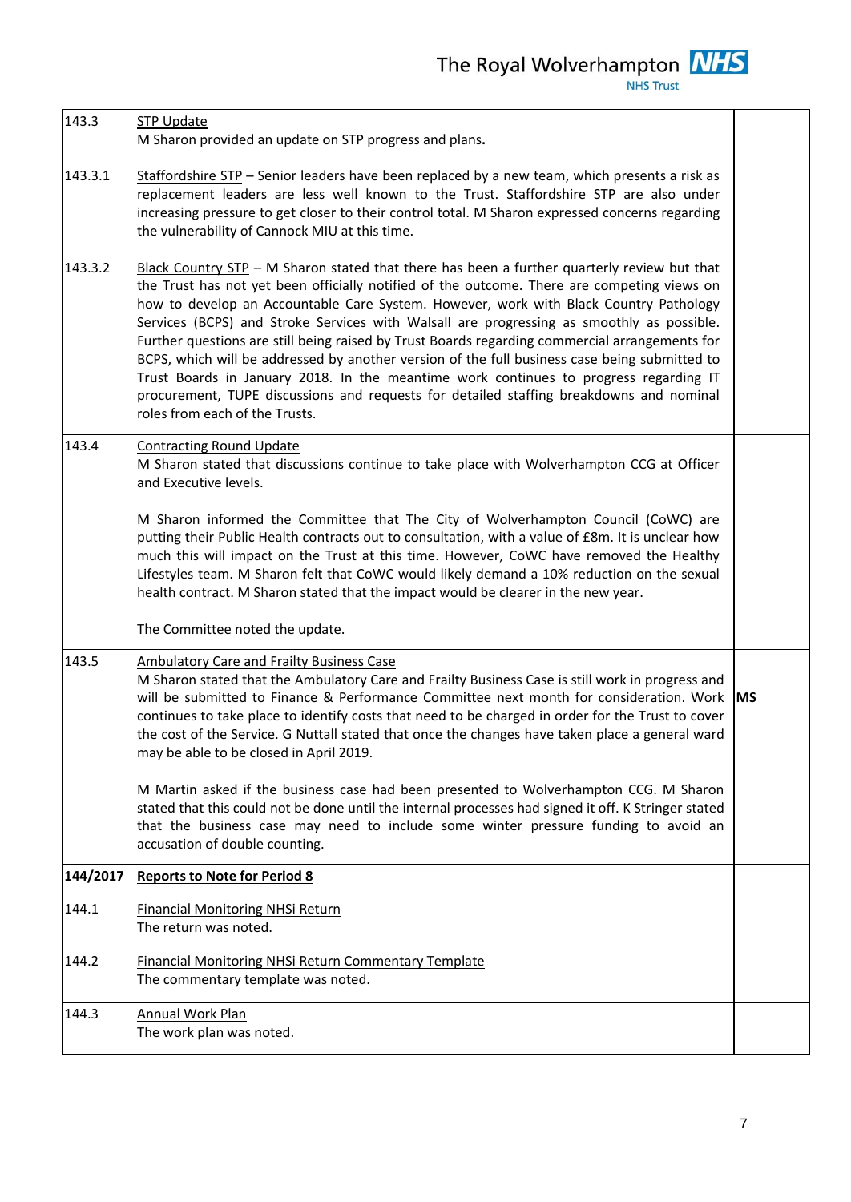| | | |
|---|---|---|
| 143.3 | <u>STP Update</u><br>M Sharon provided an update on STP progress and plans**.** | |
| 143.3.1 | <u>Staffordshire STP</u> – Senior leaders have been replaced by a new team, which presents a risk as replacement leaders are less well known to the Trust. Staffordshire STP are also under increasing pressure to get closer to their control total. M Sharon expressed concerns regarding the vulnerability of Cannock MIU at this time. | |
| 143.3.2 | <u>Black Country STP</u> – M Sharon stated that there has been a further quarterly review but that the Trust has not yet been officially notified of the outcome. There are competing views on how to develop an Accountable Care System. However, work with Black Country Pathology Services (BCPS) and Stroke Services with Walsall are progressing as smoothly as possible. Further questions are still being raised by Trust Boards regarding commercial arrangements for BCPS, which will be addressed by another version of the full business case being submitted to Trust Boards in January 2018. In the meantime work continues to progress regarding IT procurement, TUPE discussions and requests for detailed staffing breakdowns and nominal roles from each of the Trusts. | |
| 143.4 | <u>Contracting Round Update</u><br>M Sharon stated that discussions continue to take place with Wolverhampton CCG at Officer and Executive levels.<br><br>M Sharon informed the Committee that The City of Wolverhampton Council (CoWC) are putting their Public Health contracts out to consultation, with a value of £8m. It is unclear how much this will impact on the Trust at this time. However, CoWC have removed the Healthy Lifestyles team. M Sharon felt that CoWC would likely demand a 10% reduction on the sexual health contract. M Sharon stated that the impact would be clearer in the new year.<br><br>The Committee noted the update. | |
| 143.5 | <u>Ambulatory Care and Frailty Business Case</u><br>M Sharon stated that the Ambulatory Care and Frailty Business Case is still work in progress and will be submitted to Finance & Performance Committee next month for consideration. Work continues to take place to identify costs that need to be charged in order for the Trust to cover the cost of the Service. G Nuttall stated that once the changes have taken place a general ward may be able to be closed in April 2019.<br><br>M Martin asked if the business case had been presented to Wolverhampton CCG. M Sharon stated that this could not be done until the internal processes had signed it off. K Stringer stated that the business case may need to include some winter pressure funding to avoid an accusation of double counting. | **MS** |
| **144/2017** | **<u>Reports to Note for Period 8</u>** | |
| 144.1 | <u>Financial Monitoring NHSi Return</u><br>The return was noted. | |
| 144.2 | <u>Financial Monitoring NHSi Return Commentary Template</u><br>The commentary template was noted. | |
| 144.3 | <u>Annual Work Plan</u><br>The work plan was noted. | |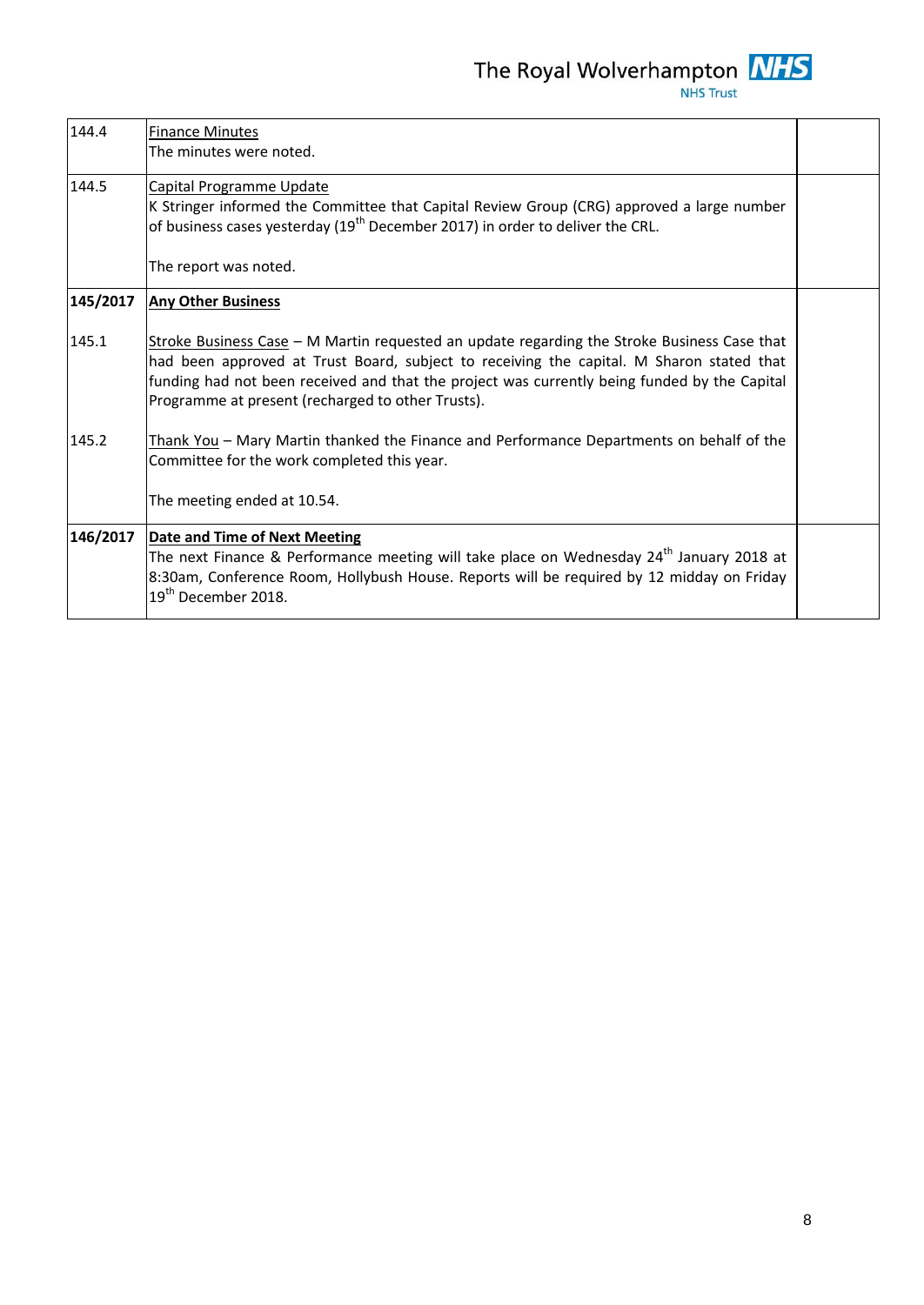| | | |
|---|---|---|
| 144.4 | Finance Minutes<br>The minutes were noted. | |
| 144.5 | Capital Programme Update<br>K Stringer informed the Committee that Capital Review Group (CRG) approved a large number of business cases yesterday (19th December 2017) in order to deliver the CRL.<br><br>The report was noted. | |
| **145/2017** | **Any Other Business** | |
| 145.1 | Stroke Business Case – M Martin requested an update regarding the Stroke Business Case that had been approved at Trust Board, subject to receiving the capital. M Sharon stated that funding had not been received and that the project was currently being funded by the Capital Programme at present (recharged to other Trusts). | |
| 145.2 | Thank You – Mary Martin thanked the Finance and Performance Departments on behalf of the Committee for the work completed this year.<br><br>The meeting ended at 10.54. | |
| **146/2017** | **Date and Time of Next Meeting**<br>The next Finance & Performance meeting will take place on Wednesday 24th January 2018 at 8:30am, Conference Room, Hollybush House. Reports will be required by 12 midday on Friday 19th December 2018. | |